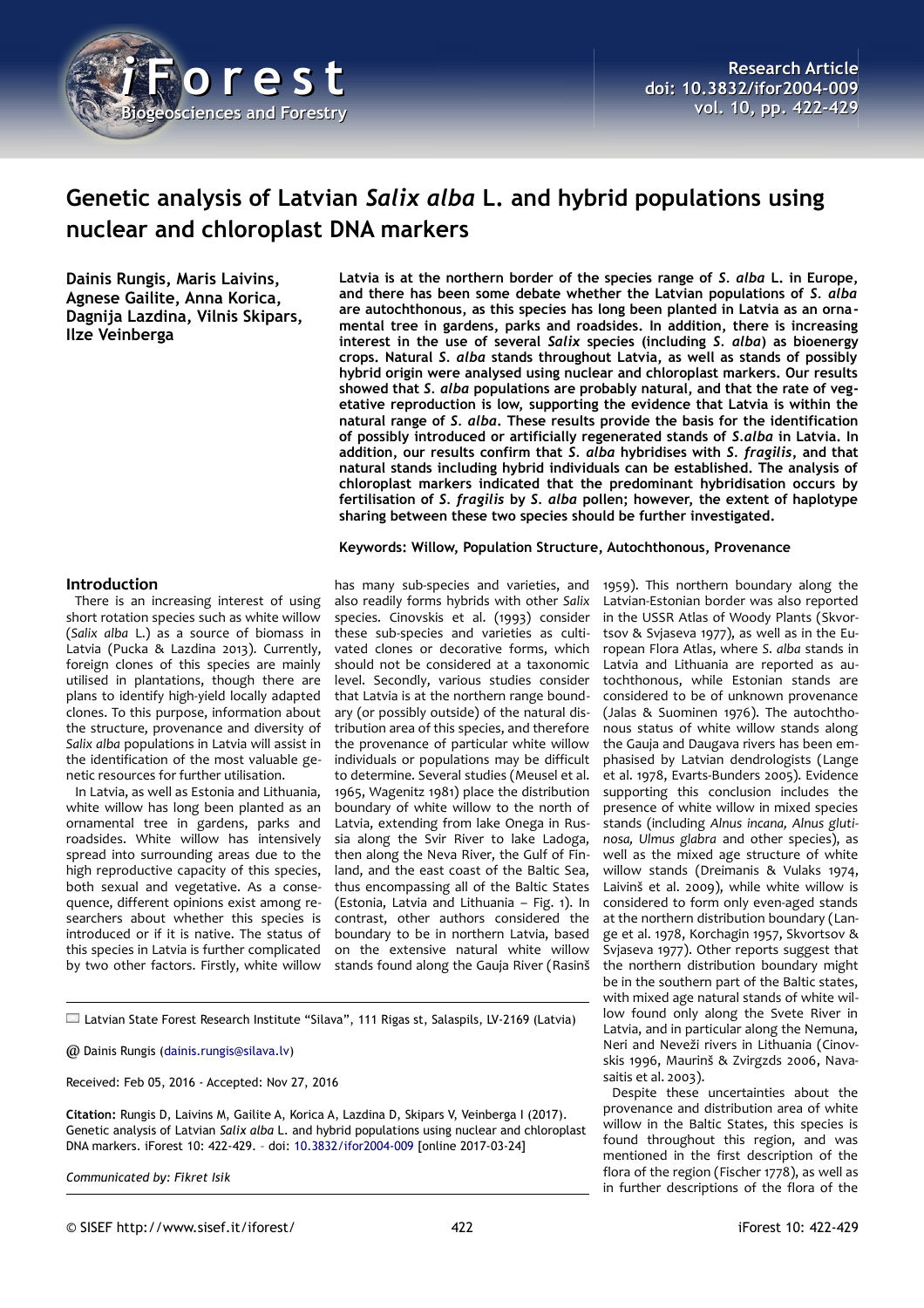# Genetic analysis of Latvian *Salix alba* L. and hybrid populations using nuclear and chloroplast DNA markers

**Dainis Rungis, Maris Laivins, Agnese Gailite, Anna Korica, Dagnija Lazdina, Vilnis Skipars, Ilze Veinberga**

**Latvia is at the northern border of the species range of *S. alba* L. in Europe, and there has been some debate whether the Latvian populations of *S. alba* are autochthonous, as this species has long been planted in Latvia as an ornamental tree in gardens, parks and roadsides. In addition, there is increasing interest in the use of several *Salix* species (including *S. alba*) as bioenergy crops. Natural *S. alba* stands throughout Latvia, as well as stands of possibly hybrid origin were analysed using nuclear and chloroplast markers. Our results showed that *S. alba* populations are probably natural, and that the rate of vegetative reproduction is low, supporting the evidence that Latvia is within the natural range of *S. alba*. These results provide the basis for the identification of possibly introduced or artificially regenerated stands of *S.alba* in Latvia. In addition, our results confirm that *S. alba* hybridises with *S. fragilis*, and that natural stands including hybrid individuals can be established. The analysis of chloroplast markers indicated that the predominant hybridisation occurs by fertilisation of *S. fragilis* by *S. alba* pollen; however, the extent of haplotype sharing between these two species should be further investigated.**

**Keywords: Willow, Population Structure, Autochthonous, Provenance**

## Introduction

There is an increasing interest of using short rotation species such as white willow (*Salix alba* L.) as a source of biomass in Latvia (Pucka & Lazdina 2013). Currently, foreign clones of this species are mainly utilised in plantations, though there are plans to identify high-yield locally adapted clones. To this purpose, information about the structure, provenance and diversity of *Salix alba* populations in Latvia will assist in the identification of the most valuable genetic resources for further utilisation.

In Latvia, as well as Estonia and Lithuania, white willow has long been planted as an ornamental tree in gardens, parks and roadsides. White willow has intensively spread into surrounding areas due to the high reproductive capacity of this species, both sexual and vegetative. As a consequence, different opinions exist among researchers about whether this species is introduced or if it is native. The status of this species in Latvia is further complicated by two other factors. Firstly, white willow has many sub-species and varieties, and also readily forms hybrids with other *Salix* species. Cinovskis et al. (1993) consider these sub-species and varieties as cultivated clones or decorative forms, which should not be considered at a taxonomic level. Secondly, various studies consider that Latvia is at the northern range boundary (or possibly outside) of the natural distribution area of this species, and therefore the provenance of particular white willow individuals or populations may be difficult to determine. Several studies (Meusel et al. 1965, Wagenitz 1981) place the distribution boundary of white willow to the north of Latvia, extending from lake Onega in Russia along the Svir River to lake Ladoga, then along the Neva River, the Gulf of Finland, and the east coast of the Baltic Sea, thus encompassing all of the Baltic States (Estonia, Latvia and Lithuania – Fig. 1). In contrast, other authors considered the boundary to be in northern Latvia, based on the extensive natural white willow stands found along the Gauja River (Rasinš 1959). This northern boundary along the Latvian-Estonian border was also reported in the USSR Atlas of Woody Plants (Skvortsov & Svjaseva 1977), as well as in the European Flora Atlas, where *S. alba* stands in Latvia and Lithuania are reported as autochthonous, while Estonian stands are considered to be of unknown provenance (Jalas & Suominen 1976). The autochthonous status of white willow stands along the Gauja and Daugava rivers has been emphasised by Latvian dendrologists (Lange et al. 1978, Evarts-Bunders 2005). Evidence supporting this conclusion includes the presence of white willow in mixed species stands (including *Alnus incana, Alnus glutinosa, Ulmus glabra* and other species), as well as the mixed age structure of white willow stands (Dreimanis & Vulaks 1974, Laivinš et al. 2009), while white willow is considered to form only even-aged stands at the northern distribution boundary (Lange et al. 1978, Korchagin 1957, Skvortsov & Svjaseva 1977). Other reports suggest that the northern distribution boundary might be in the southern part of the Baltic states, with mixed age natural stands of white willow found only along the Svete River in Latvia, and in particular along the Nemuna, Neri and Neveži rivers in Lithuania (Cinovskis 1996, Maurinš & Zvirgzds 2006, Navasaitis et al. 2003).

Despite these uncertainties about the provenance and distribution area of white willow in the Baltic States, this species is found throughout this region, and was mentioned in the first description of the flora of the region (Fischer 1778), as well as in further descriptions of the flora of the

---

Latvian State Forest Research Institute "Silava", 111 Rigas st, Salaspils, LV-2169 (Latvia)

@ Dainis Rungis (dainis.rungis@silava.lv)

Received: Feb 05, 2016 - Accepted: Nov 27, 2016

**Citation:** Rungis D, Laivins M, Gailite A, Korica A, Lazdina D, Skipars V, Veinberga I (2017). Genetic analysis of Latvian *Salix alba* L. and hybrid populations using nuclear and chloroplast DNA markers. iForest 10: 422-429. – doi: 10.3832/ifor2004-009 [online 2017-03-24]

*Communicated by: Fikret Isik*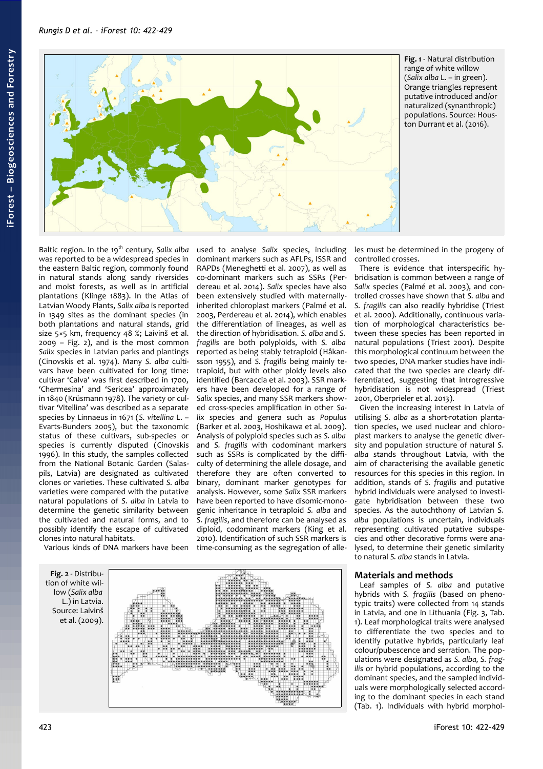**Fig. 1** - Natural distribution range of white willow (*Salix alba* L. – in green). Orange triangles represent putative introduced and/or naturalized (synanthropic) populations. Source: Houston Durrant et al. (2016).

Baltic region. In the 19th century, *Salix alba* was reported to be a widespread species in the eastern Baltic region, commonly found in natural stands along sandy riversides and moist forests, as well as in artificial plantations (Klinge 1883). In the Atlas of Latvian Woody Plants, *Salix alba* is reported in 1349 sites as the dominant species (in both plantations and natural stands, grid size 5×5 km, frequency 48 %; Laiviņš et al. 2009 – Fig. 2), and is the most common *Salix* species in Latvian parks and plantings (Cinovskis et al. 1974). Many *S. alba* cultivars have been cultivated for long time: cultivar 'Calva' was first described in 1700, 'Chermesina' and 'Sericea' approximately in 1840 (Krüsmann 1978). The variety or cultivar 'Vitellina' was described as a separate species by Linnaeus in 1671 (*S. vitellina* L. – Evarts-Bunders 2005), but the taxonomic status of these cultivars, sub-species or species is currently disputed (Cinovskis 1996). In this study, the samples collected from the National Botanic Garden (Salaspils, Latvia) are designated as cultivated clones or varieties. These cultivated *S. alba* varieties were compared with the putative natural populations of *S. alba* in Latvia to determine the genetic similarity between the cultivated and natural forms, and to possibly identify the escape of cultivated clones into natural habitats.

Various kinds of DNA markers have been used to analyse *Salix* species, including dominant markers such as AFLPs, ISSR and RAPDs (Meneghetti et al. 2007), as well as co-dominant markers such as SSRs (Perdereau et al. 2014). *Salix* species have also been extensively studied with maternally-inherited chloroplast markers (Palmé et al. 2003, Perdereau et al. 2014), which enables the differentiation of lineages, as well as the direction of hybridisation. *S. alba* and *S. fragilis* are both polyploids, with *S. alba* reported as being stably tetraploid (Håkansson 1955), and *S. fragilis* being mainly tetraploid, but with other ploidy levels also identified (Barcaccia et al. 2003). SSR markers have been developed for a range of *Salix* species, and many SSR markers showed cross-species amplification in other *Salix* species and genera such as *Populus* (Barker et al. 2003, Hoshikawa et al. 2009). Analysis of polyploid species such as *S. alba* and *S. fragilis* with codominant markers such as SSRs is complicated by the difficulty of determining the allele dosage, and therefore they are often converted to binary, dominant marker genotypes for analysis. However, some *Salix* SSR markers have been reported to have disomic-monogenic inheritance in tetraploid *S. alba* and *S. fragilis*, and therefore can be analysed as diploid, codominant markers (King et al. 2010). Identification of such SSR markers is time-consuming as the segregation of alleles must be determined in the progeny of controlled crosses.

There is evidence that interspecific hybridisation is common between a range of *Salix* species (Palmé et al. 2003), and controlled crosses have shown that *S. alba* and *S. fragilis* can also readily hybridise (Triest et al. 2000). Additionally, continuous variation of morphological characteristics between these species has been reported in natural populations (Triest 2001). Despite this morphological continuum between the two species, DNA marker studies have indicated that the two species are clearly differentiated, suggesting that introgressive hybridisation is not widespread (Triest 2001, Oberprieler et al. 2013).

Given the increasing interest in Latvia of utilising *S. alba* as a short-rotation plantation species, we used nuclear and chloroplast markers to analyse the genetic diversity and population structure of natural *S. alba* stands throughout Latvia, with the aim of characterising the available genetic resources for this species in this region. In addition, stands of *S. fragilis* and putative hybrid individuals were analysed to investigate hybridisation between these two species. As the autochthony of Latvian *S. alba* populations is uncertain, individuals representing cultivated putative subspecies and other decorative forms were analysed, to determine their genetic similarity to natural *S. alba* stands in Latvia.

**Fig. 2** - Distribution of white willow (*Salix alba* L.) in Latvia. Source: Laiviņš et al. (2009).

## Materials and methods

Leaf samples of *S. alba* and putative hybrids with *S. fragilis* (based on phenotypic traits) were collected from 14 stands in Latvia, and one in Lithuania (Fig. 3, Tab. 1). Leaf morphological traits were analysed to differentiate the two species and to identify putative hybrids, particularly leaf colour/pubescence and serration. The populations were designated as *S. alba, S. fragilis* or hybrid populations, according to the dominant species, and the sampled individuals were morphologically selected according to the dominant species in each stand (Tab. 1). Individuals with hybrid morphol-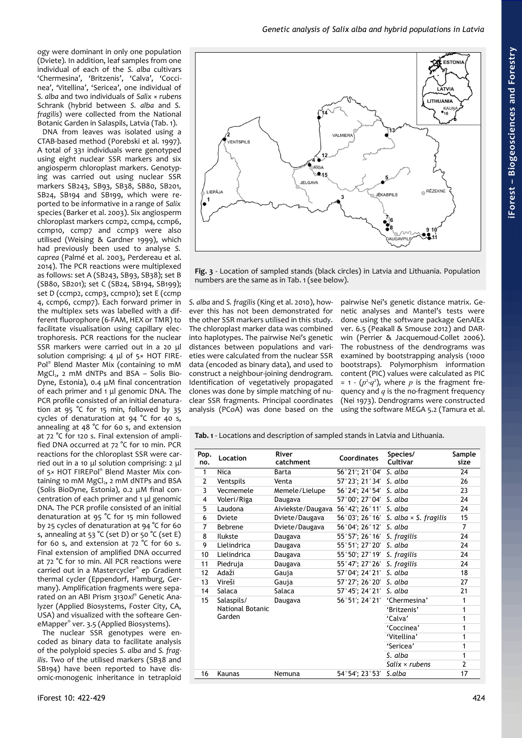ogy were dominant in only one population (Dviete). In addition, leaf samples from one individual of each of the *S. alba* cultivars 'Chermesina', 'Britzenis', 'Calva', 'Coccinea', 'Vitellina', 'Sericea', one individual of *S. alba* and two individuals of *Salix* × *rubens* Schrank (hybrid between *S. alba* and *S. fragilis*) were collected from the National Botanic Garden in Salaspils, Latvia (Tab. 1).

DNA from leaves was isolated using a CTAB-based method (Porebski et al. 1997). A total of 331 individuals were genotyped using eight nuclear SSR markers and six angiosperm chloroplast markers. Genotyping was carried out using nuclear SSR markers SB243, SB93, SB38, SB80, SB201, SB24, SB194 and SB199, which were reported to be informative in a range of *Salix* species (Barker et al. 2003). Six angiosperm chloroplast markers ccmp2, ccmp4, ccmp6, ccmp10, ccmp7 and ccmp3 were also utilised (Weising & Gardner 1999), which had previously been used to analyse *S. caprea* (Palmé et al. 2003, Perdereau et al. 2014). The PCR reactions were multiplexed as follows: set A (SB243, SB93, SB38); set B (SB80, SB201); set C (SB24, SB194, SB199); set D (ccmp2, ccmp3, ccmp10); set E (ccmp 4, ccmp6, ccmp7). Each forward primer in the multiplex sets was labelled with a different fluorophore (6-FAM, HEX or TMR) to facilitate visualisation using capillary electrophoresis. PCR reactions for the nuclear SSR markers were carried out in a 20 µl solution comprising: 4 µl of 5× HOT FIREPol® Blend Master Mix (containing 10 mM $MgCl_2$, 2 mM dNTPs and BSA – Solis BioDyne, Estonia), 0.4 µM final concentration of each primer and 1 µl genomic DNA. The PCR profile consisted of an initial denaturation at 95 °C for 15 min, followed by 35 cycles of denaturation at 94 °C for 40 s, annealing at 48 °C for 60 s, and extension at 72 °C for 120 s. Final extension of amplified DNA occurred at 72 °C for 10 min. PCR reactions for the chloroplast SSR were carried out in a 10 µl solution comprising: 2 µl of 5× HOT FIREPol® Blend Master Mix containing 10 mM $MgCl_2$, 2 mM dNTPs and BSA (Solis BioDyne, Estonia), 0.2 µM final concentration of each primer and 1 µl genomic DNA. The PCR profile consisted of an initial denaturation at 95 °C for 15 min followed by 25 cycles of denaturation at 94 °C for 60 s, annealing at 53 °C (set D) or 50 °C (set E) for 60 s, and extension at 72 °C for 60 s. Final extension of amplified DNA occurred at 72 °C for 10 min. All PCR reactions were carried out in a Mastercycler® ep Gradient thermal cycler (Eppendorf, Hamburg, Germany). Amplification fragments were separated on an ABI Prism 3130*xl*® Genetic Analyzer (Applied Biosystems, Foster City, CA, USA) and visualized with the softeare GeneMapper® ver. 3.5 (Applied Biosystems).

The nuclear SSR genotypes were encoded as binary data to facilitate analysis of the polyploid species *S. alba* and *S. fragilis*. Two of the utilised markers (SB38 and SB194) have been reported to have disomic-monogenic inheritance in tetraploid *S. alba* and *S. fragilis* (King et al. 2010), however this has not been demonstrated for the other SSR markers utilised in this study. The chloroplast marker data was combined into haplotypes. The pairwise Nei's genetic distances between populations and varieties were calculated from the nuclear SSR data (encoded as binary data), and used to construct a neighbour-joining dendrogram. Identification of vegetatively propagated clones was done by simple matching of nuclear SSR fragments. Principal coordinates analysis (PCoA) was done based on the pairwise Nei's genetic distance matrix. Genetic analyses and Mantel's tests were done using the software package GenAlEx ver. 6.5 (Peakall & Smouse 2012) and DARwin (Perrier & Jacquemoud-Collet 2006). The robustness of the dendrograms was examined by bootstrapping analysis (1000 bootstraps). Polymorphism information content (PIC) values were calculated as PIC = 1 - $(p^2 \cdot q^2)$, where $p$ is the fragment frequency and $q$ is the no-fragment frequency (Nei 1973). Dendrograms were constructed using the software MEGA 5.2 (Tamura et al.

**Fig. 3** - Location of sampled stands (black circles) in Latvia and Lithuania. Population numbers are the same as in Tab. 1 (see below).

**Tab. 1** - Locations and description of sampled stands in Latvia and Lithuania.

| Pop. no. | Location | River catchment | Coordinates | Species/ Cultivar | Sample size |
|---|---|---|---|---|---|
| 1 | Nica | Barta | 56°21′; 21°04′ | *S. alba* | 24 |
| 2 | Ventspils | Venta | 57°23′; 21°34′ | *S. alba* | 26 |
| 3 | Vecmemele | Memele/Lielupe | 56°24′; 24°54′ | *S. alba* | 23 |
| 4 | Voleri/Riga | Daugava | 57°00′; 27°04′ | *S. alba* | 24 |
| 5 | Laudona | Aiviekste/Daugava | 56°42′; 26°11′ | *S. alba* | 24 |
| 6 | Dviete | Dviete/Daugava | 56°03′; 26°16′ | *S. alba* × *S. fragilis* | 15 |
| 7 | Bebrene | Dviete/Daugava | 56°04′; 26°12′ | *S. alba* | 7 |
| 8 | Ilukste | Daugava | 55°57′; 26°16′ | *S. fragilis* | 24 |
| 9 | Lielindrica | Daugava | 55°51′; 27°20′ | *S. alba* | 24 |
| 10 | Lielindrica | Daugava | 55°50′; 27°19′ | *S. fragilis* | 24 |
| 11 | Piedruja | Daugava | 55°47′; 27°26′ | *S. fragilis* | 24 |
| 12 | Adaži | Gauja | 57°04′; 24°21′ | *S. alba* | 18 |
| 13 | Vireši | Gauja | 57°27′; 26°20′ | *S. alba* | 27 |
| 14 | Salaca | Salaca | 57°45′; 24°21′ | *S. alba* | 21 |
| 15 | Salaspils/ National Botanic Garden | Daugava | 56°51′; 24°21′ | 'Chermesina' | 1 |
| | | | | 'Britzenis' | 1 |
| | | | | 'Calva' | 1 |
| | | | | 'Coccinea' | 1 |
| | | | | 'Vitellina' | 1 |
| | | | | 'Sericea' | 1 |
| | | | | *S. alba* | 1 |
| | | | | *Salix* × *rubens* | 2 |
| 16 | Kaunas | Nemuna | 54°54′; 23°53′ | *S.alba* | 17 |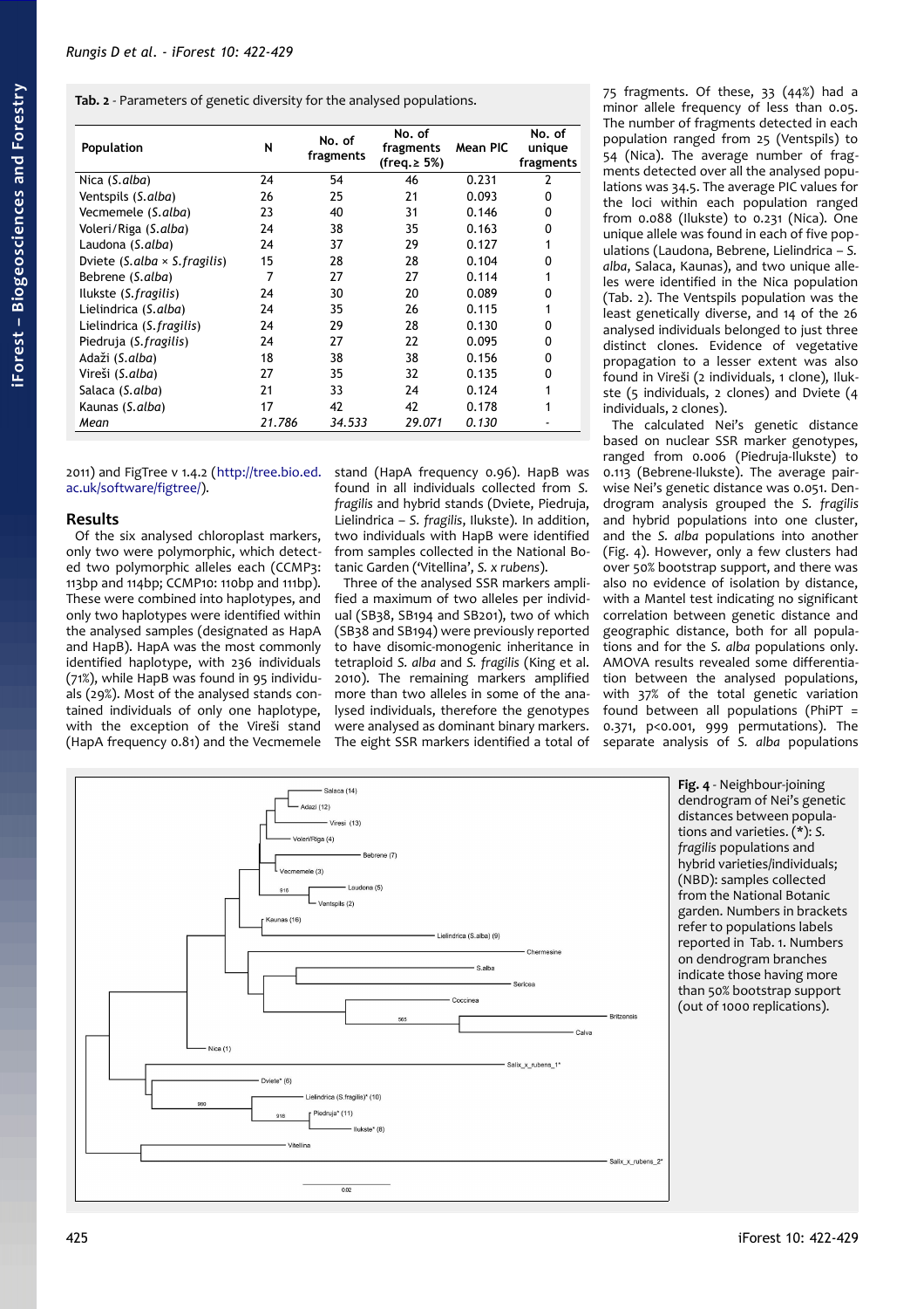**Tab. 2** - Parameters of genetic diversity for the analysed populations.

| Population | N | No. of fragments | No. of fragments (freq.≥ 5%) | Mean PIC | No. of unique fragments |
|---|---|---|---|---|---|
| Nica (*S.alba*) | 24 | 54 | 46 | 0.231 | 2 |
| Ventspils (*S.alba*) | 26 | 25 | 21 | 0.093 | 0 |
| Vecmemele (*S.alba*) | 23 | 40 | 31 | 0.146 | 0 |
| Voleri/Riga (*S.alba*) | 24 | 38 | 35 | 0.163 | 0 |
| Laudona (*S.alba*) | 24 | 37 | 29 | 0.127 | 1 |
| Dviete (*S.alba* × *S.fragilis*) | 15 | 28 | 28 | 0.104 | 0 |
| Bebrene (*S.alba*) | 7 | 27 | 27 | 0.114 | 1 |
| Ilukste (*S.fragilis*) | 24 | 30 | 20 | 0.089 | 0 |
| Lielindrica (*S.alba*) | 24 | 35 | 26 | 0.115 | 1 |
| Lielindrica (*S.fragilis*) | 24 | 29 | 28 | 0.130 | 0 |
| Piedruja (*S.fragilis*) | 24 | 27 | 22 | 0.095 | 0 |
| Adaži (*S.alba*) | 18 | 38 | 38 | 0.156 | 0 |
| Vireši (*S.alba*) | 27 | 35 | 32 | 0.135 | 0 |
| Salaca (*S.alba*) | 21 | 33 | 24 | 0.124 | 1 |
| Kaunas (*S.alba*) | 17 | 42 | 42 | 0.178 | 1 |
| *Mean* | *21.786* | *34.533* | *29.071* | *0.130* | - |

2011) and FigTree v 1.4.2 (http://tree.bio.ed.ac.uk/software/figtree/).

## Results

Of the six analysed chloroplast markers, only two were polymorphic, which detected two polymorphic alleles each (CCMP3: 113bp and 114bp; CCMP10: 110bp and 111bp). These were combined into haplotypes, and only two haplotypes were identified within the analysed samples (designated as HapA and HapB). HapA was the most commonly identified haplotype, with 236 individuals (71%), while HapB was found in 95 individuals (29%). Most of the analysed stands contained individuals of only one haplotype, with the exception of the Vireši stand (HapA frequency 0.81) and the Vecmemele stand (HapA frequency 0.96). HapB was found in all individuals collected from *S. fragilis* and hybrid stands (Dviete, Piedruja, Lielindrica – *S. fragilis*, Ilukste). In addition, two individuals with HapB were identified from samples collected in the National Botanic Garden ('Vitellina', *S. x rubens*).

Three of the analysed SSR markers amplified a maximum of two alleles per individual (SB38, SB194 and SB201), two of which (SB38 and SB194) were previously reported to have disomic-monogenic inheritance in tetraploid *S. alba* and *S. fragilis* (King et al. 2010). The remaining markers amplified more than two alleles in some of the analysed individuals, therefore the genotypes were analysed as dominant binary markers. The eight SSR markers identified a total of 75 fragments. Of these, 33 (44%) had a minor allele frequency of less than 0.05. The number of fragments detected in each population ranged from 25 (Ventspils) to 54 (Nica). The average number of fragments detected over all the analysed populations was 34.5. The average PIC values for the loci within each population ranged from 0.088 (Ilukste) to 0.231 (Nica). One unique allele was found in each of five populations (Laudona, Bebrene, Lielindrica – *S. alba*, Salaca, Kaunas), and two unique alleles were identified in the Nica population (Tab. 2). The Ventspils population was the least genetically diverse, and 14 of the 26 analysed individuals belonged to just three distinct clones. Evidence of vegetative propagation to a lesser extent was also found in Vireši (2 individuals, 1 clone), Ilukste (5 individuals, 2 clones) and Dviete (4 individuals, 2 clones).

The calculated Nei's genetic distance based on nuclear SSR marker genotypes, ranged from 0.006 (Piedruja-Ilukste) to 0.113 (Bebrene-Ilukste). The average pairwise Nei's genetic distance was 0.051. Dendrogram analysis grouped the *S. fragilis* and hybrid populations into one cluster, and the *S. alba* populations into another (Fig. 4). However, only a few clusters had over 50% bootstrap support, and there was also no evidence of isolation by distance, with a Mantel test indicating no significant correlation between genetic distance and geographic distance, both for all populations and for the *S. alba* populations only. AMOVA results revealed some differentiation between the analysed populations, with 37% of the total genetic variation found between all populations (PhiPT = 0.371, p<0.001, 999 permutations). The separate analysis of *S. alba* populations

**Fig. 4** - Neighbour-joining dendrogram of Nei's genetic distances between populations and varieties. (*): *S. fragilis* populations and hybrid varieties/individuals; (NBD): samples collected from the National Botanic garden. Numbers in brackets refer to populations labels reported in Tab. 1. Numbers on dendrogram branches indicate those having more than 50% bootstrap support (out of 1000 replications).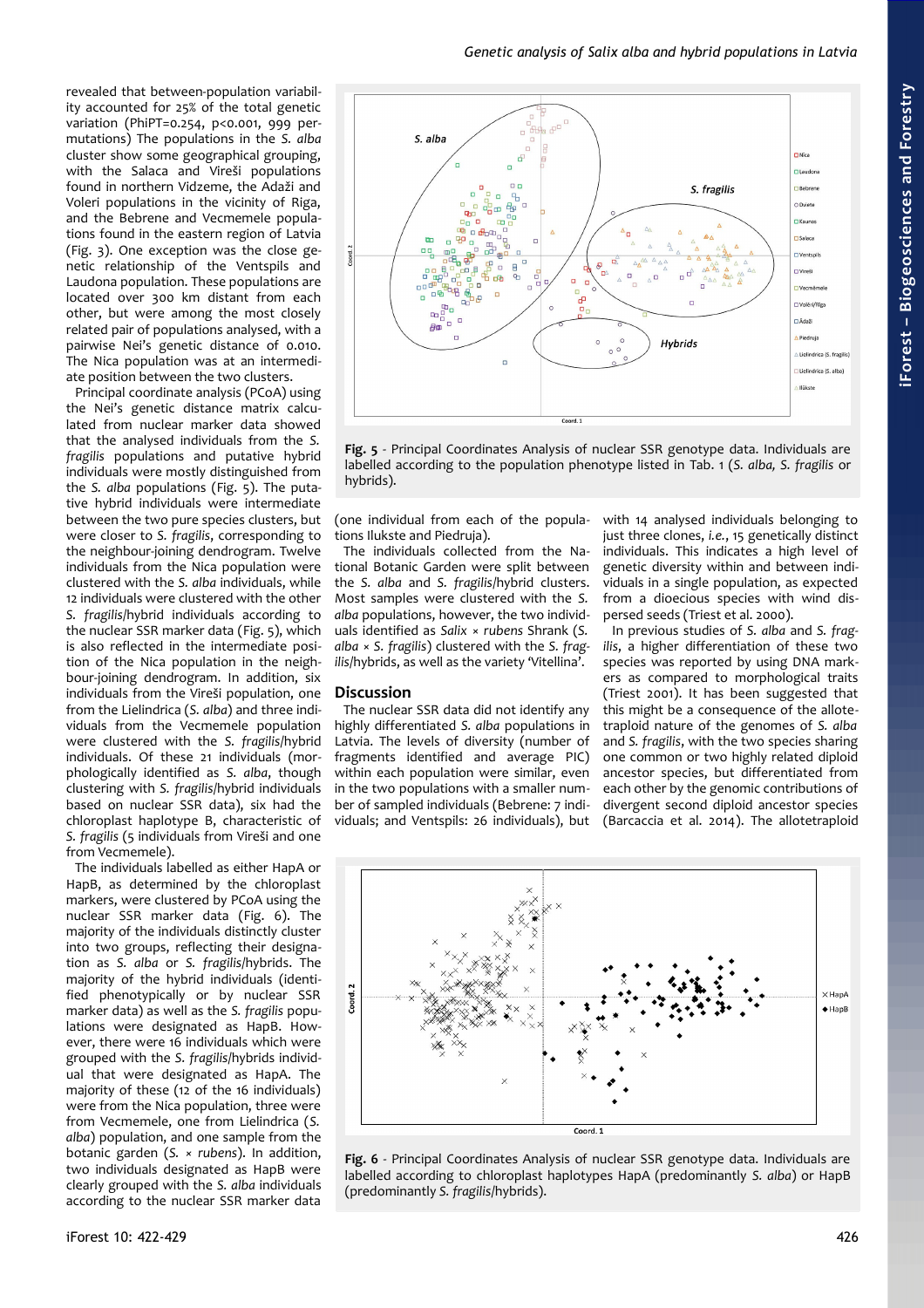revealed that between-population variability accounted for 25% of the total genetic variation (PhiPT=0.254, p<0.001, 999 permutations) The populations in the *S. alba* cluster show some geographical grouping, with the Salaca and Vireši populations found in northern Vidzeme, the Adaži and Voleri populations in the vicinity of Riga, and the Bebrene and Vecmemele populations found in the eastern region of Latvia (Fig. 3). One exception was the close genetic relationship of the Ventspils and Laudona population. These populations are located over 300 km distant from each other, but were among the most closely related pair of populations analysed, with a pairwise Nei's genetic distance of 0.010. The Nica population was at an intermediate position between the two clusters.

Principal coordinate analysis (PCoA) using the Nei's genetic distance matrix calculated from nuclear marker data showed that the analysed individuals from the *S. fragilis* populations and putative hybrid individuals were mostly distinguished from the *S. alba* populations (Fig. 5). The putative hybrid individuals were intermediate between the two pure species clusters, but were closer to *S. fragilis*, corresponding to the neighbour-joining dendrogram. Twelve individuals from the Nica population were clustered with the *S. alba* individuals, while 12 individuals were clustered with the other *S. fragilis*/hybrid individuals according to the nuclear SSR marker data (Fig. 5), which is also reflected in the intermediate position of the Nica population in the neighbour-joining dendrogram. In addition, six individuals from the Vireši population, one from the Lielindrica (*S. alba*) and three individuals from the Vecmemele population were clustered with the *S. fragilis*/hybrid individuals. Of these 21 individuals (morphologically identified as *S. alba*, though clustering with *S. fragilis*/hybrid individuals based on nuclear SSR data), six had the chloroplast haplotype B, characteristic of *S. fragilis* (5 individuals from Vireši and one from Vecmemele).

The individuals labelled as either HapA or HapB, as determined by the chloroplast markers, were clustered by PCoA using the nuclear SSR marker data (Fig. 6). The majority of the individuals distinctly cluster into two groups, reflecting their designation as *S. alba* or *S. fragilis*/hybrids. The majority of the hybrid individuals (identified phenotypically or by nuclear SSR marker data) as well as the *S. fragilis* populations were designated as HapB. However, there were 16 individuals which were grouped with the *S. fragilis*/hybrids individual that were designated as HapA. The majority of these (12 of the 16 individuals) were from the Nica population, three were from Vecmemele, one from Lielindrica (*S. alba*) population, and one sample from the botanic garden (*S. × rubens*). In addition, two individuals designated as HapB were clearly grouped with the *S. alba* individuals according to the nuclear SSR marker data (one individual from each of the populations Ilukste and Piedruja).

Fig. 5 - Principal Coordinates Analysis of nuclear SSR genotype data. Individuals are labelled according to the population phenotype listed in Tab. 1 (*S. alba, S. fragilis* or hybrids).

The individuals collected from the National Botanic Garden were split between the *S. alba* and *S. fragilis*/hybrid clusters. Most samples were clustered with the *S. alba* populations, however, the two individuals identified as *Salix × rubens* Shrank (*S. alba × S. fragilis*) clustered with the *S. fragilis*/hybrids, as well as the variety 'Vitellina'.

## Discussion

The nuclear SSR data did not identify any highly differentiated *S. alba* populations in Latvia. The levels of diversity (number of fragments identified and average PIC) within each population were similar, even in the two populations with a smaller number of sampled individuals (Bebrene: 7 individuals; and Ventspils: 26 individuals), but with 14 analysed individuals belonging to just three clones, *i.e.*, 15 genetically distinct individuals. This indicates a high level of genetic diversity within and between individuals in a single population, as expected from a dioecious species with wind dispersed seeds (Triest et al. 2000).

In previous studies of *S. alba* and *S. fragilis*, a higher differentiation of these two species was reported by using DNA markers as compared to morphological traits (Triest 2001). It has been suggested that this might be a consequence of the allotetraploid nature of the genomes of *S. alba* and *S. fragilis*, with the two species sharing one common or two highly related diploid ancestor species, but differentiated from each other by the genomic contributions of divergent second diploid ancestor species (Barcaccia et al. 2014). The allotetraploid

Fig. 6 - Principal Coordinates Analysis of nuclear SSR genotype data. Individuals are labelled according to chloroplast haplotypes HapA (predominantly *S. alba*) or HapB (predominantly *S. fragilis*/hybrids).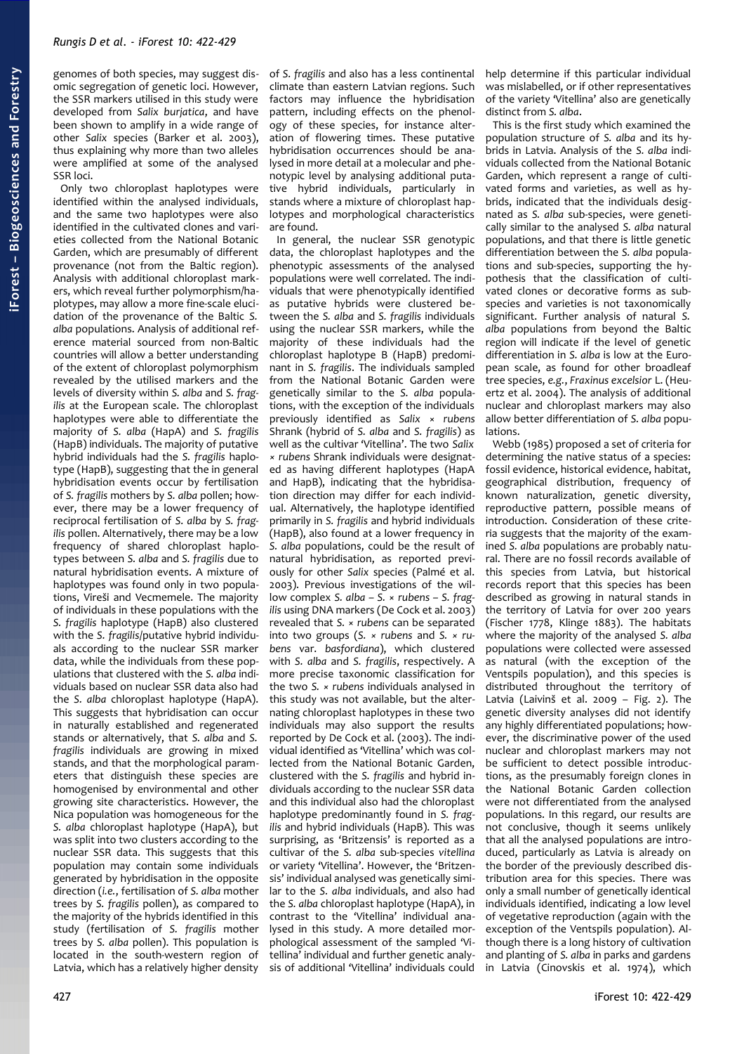genomes of both species, may suggest disomic segregation of genetic loci. However, the SSR markers utilised in this study were developed from *Salix burjatica*, and have been shown to amplify in a wide range of other *Salix* species (Barker et al. 2003), thus explaining why more than two alleles were amplified at some of the analysed SSR loci.

Only two chloroplast haplotypes were identified within the analysed individuals, and the same two haplotypes were also identified in the cultivated clones and varieties collected from the National Botanic Garden, which are presumably of different provenance (not from the Baltic region). Analysis with additional chloroplast markers, which reveal further polymorphism/haplotypes, may allow a more fine-scale elucidation of the provenance of the Baltic *S. alba* populations. Analysis of additional reference material sourced from non-Baltic countries will allow a better understanding of the extent of chloroplast polymorphism revealed by the utilised markers and the levels of diversity within *S. alba* and *S. fragilis* at the European scale. The chloroplast haplotypes were able to differentiate the majority of *S. alba* (HapA) and *S. fragilis* (HapB) individuals. The majority of putative hybrid individuals had the *S. fragilis* haplotype (HapB), suggesting that the in general hybridisation events occur by fertilisation of *S. fragilis* mothers by *S. alba* pollen; however, there may be a lower frequency of reciprocal fertilisation of *S. alba* by *S. fragilis* pollen. Alternatively, there may be a low frequency of shared chloroplast haplotypes between *S. alba* and *S. fragilis* due to natural hybridisation events. A mixture of haplotypes was found only in two populations, Vireši and Vecmemele. The majority of individuals in these populations with the *S. fragilis* haplotype (HapB) also clustered with the *S. fragilis*/putative hybrid individuals according to the nuclear SSR marker data, while the individuals from these populations that clustered with the *S. alba* individuals based on nuclear SSR data also had the *S. alba* chloroplast haplotype (HapA). This suggests that hybridisation can occur in naturally established and regenerated stands or alternatively, that *S. alba* and *S. fragilis* individuals are growing in mixed stands, and that the morphological parameters that distinguish these species are homogenised by environmental and other growing site characteristics. However, the Nica population was homogeneous for the *S. alba* chloroplast haplotype (HapA), but was split into two clusters according to the nuclear SSR data. This suggests that this population may contain some individuals generated by hybridisation in the opposite direction (*i.e.*, fertilisation of *S. alba* mother trees by *S. fragilis* pollen), as compared to the majority of the hybrids identified in this study (fertilisation of *S. fragilis* mother trees by *S. alba* pollen). This population is located in the south-western region of Latvia, which has a relatively higher density of *S. fragilis* and also has a less continental climate than eastern Latvian regions. Such factors may influence the hybridisation pattern, including effects on the phenology of these species, for instance alteration of flowering times. These putative hybridisation occurrences should be analysed in more detail at a molecular and phenotypic level by analysing additional putative hybrid individuals, particularly in stands where a mixture of chloroplast haplotypes and morphological characteristics are found.

In general, the nuclear SSR genotypic data, the chloroplast haplotypes and the phenotypic assessments of the analysed populations were well correlated. The individuals that were phenotypically identified as putative hybrids were clustered between the *S. alba* and *S. fragilis* individuals using the nuclear SSR markers, while the majority of these individuals had the chloroplast haplotype B (HapB) predominant in *S. fragilis*. The individuals sampled from the National Botanic Garden were genetically similar to the *S. alba* populations, with the exception of the individuals previously identified as *Salix × rubens* Shrank (hybrid of *S. alba* and *S. fragilis*) as well as the cultivar 'Vitellina'. The two *Salix × rubens* Shrank individuals were designated as having different haplotypes (HapA and HapB), indicating that the hybridisation direction may differ for each individual. Alternatively, the haplotype identified primarily in *S. fragilis* and hybrid individuals (HapB), also found at a lower frequency in *S. alba* populations, could be the result of natural hybridisation, as reported previously for other *Salix* species (Palmé et al. 2003). Previous investigations of the willow complex *S. alba* – *S. × rubens* – *S. fragilis* using DNA markers (De Cock et al. 2003) revealed that *S. × rubens* can be separated into two groups (*S. × rubens* and *S. × rubens* var. *basfordiana*), which clustered with *S. alba* and *S. fragilis*, respectively. A more precise taxonomic classification for the two *S. × rubens* individuals analysed in this study was not available, but the alternating chloroplast haplotypes in these two individuals may also support the results reported by De Cock et al. (2003). The individual identified as 'Vitellina' which was collected from the National Botanic Garden, clustered with the *S. fragilis* and hybrid individuals according to the nuclear SSR data and this individual also had the chloroplast haplotype predominantly found in *S. fragilis* and hybrid individuals (HapB). This was surprising, as 'Britzensis' is reported as a cultivar of the *S. alba* sub-species *vitellina* or variety 'Vitellina'. However, the 'Britzensis' individual analysed was genetically similar to the *S. alba* individuals, and also had the *S. alba* chloroplast haplotype (HapA), in contrast to the 'Vitellina' individual analysed in this study. A more detailed morphological assessment of the sampled 'Vitellina' individual and further genetic analysis of additional 'Vitellina' individuals could help determine if this particular individual was mislabelled, or if other representatives of the variety 'Vitellina' also are genetically distinct from *S. alba*.

This is the first study which examined the population structure of *S. alba* and its hybrids in Latvia. Analysis of the *S. alba* individuals collected from the National Botanic Garden, which represent a range of cultivated forms and varieties, as well as hybrids, indicated that the individuals designated as *S. alba* sub-species, were genetically similar to the analysed *S. alba* natural populations, and that there is little genetic differentiation between the *S. alba* populations and sub-species, supporting the hypothesis that the classification of cultivated clones or decorative forms as subspecies and varieties is not taxonomically significant. Further analysis of natural *S. alba* populations from beyond the Baltic region will indicate if the level of genetic differentiation in *S. alba* is low at the European scale, as found for other broadleaf tree species, *e.g.*, *Fraxinus excelsior* L. (Heuertz et al. 2004). The analysis of additional nuclear and chloroplast markers may also allow better differentiation of *S. alba* populations.

Webb (1985) proposed a set of criteria for determining the native status of a species: fossil evidence, historical evidence, habitat, geographical distribution, frequency of known naturalization, genetic diversity, reproductive pattern, possible means of introduction. Consideration of these criteria suggests that the majority of the examined *S. alba* populations are probably natural. There are no fossil records available of this species from Latvia, but historical records report that this species has been described as growing in natural stands in the territory of Latvia for over 200 years (Fischer 1778, Klinge 1883). The habitats where the majority of the analysed *S. alba* populations were collected were assessed as natural (with the exception of the Ventspils population), and this species is distributed throughout the territory of Latvia (Laivinš et al. 2009 – Fig. 2). The genetic diversity analyses did not identify any highly differentiated populations; however, the discriminative power of the used nuclear and chloroplast markers may not be sufficient to detect possible introductions, as the presumably foreign clones in the National Botanic Garden collection were not differentiated from the analysed populations. In this regard, our results are not conclusive, though it seems unlikely that all the analysed populations are introduced, particularly as Latvia is already on the border of the previously described distribution area for this species. There was only a small number of genetically identical individuals identified, indicating a low level of vegetative reproduction (again with the exception of the Ventspils population). Although there is a long history of cultivation and planting of *S. alba* in parks and gardens in Latvia (Cinovskis et al. 1974), which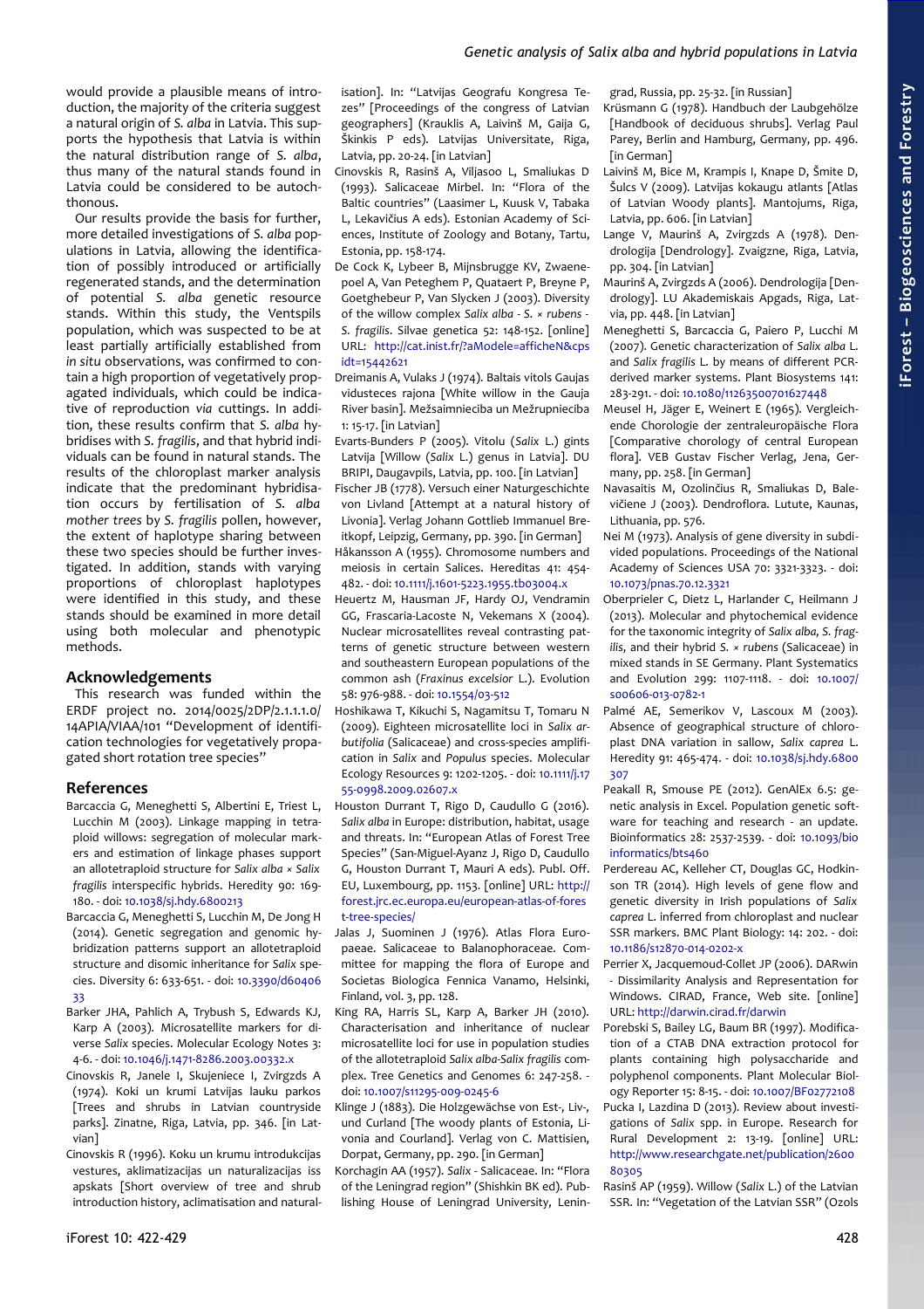would provide a plausible means of introduction, the majority of the criteria suggest a natural origin of *S. alba* in Latvia. This supports the hypothesis that Latvia is within the natural distribution range of *S. alba*, thus many of the natural stands found in Latvia could be considered to be autochthonous.

Our results provide the basis for further, more detailed investigations of *S. alba* populations in Latvia, allowing the identification of possibly introduced or artificially regenerated stands, and the determination of potential *S. alba* genetic resource stands. Within this study, the Ventspils population, which was suspected to be at least partially artificially established from *in situ* observations, was confirmed to contain a high proportion of vegetatively propagated individuals, which could be indicative of reproduction *via* cuttings. In addition, these results confirm that *S. alba* hybridises with *S. fragilis*, and that hybrid individuals can be found in natural stands. The results of the chloroplast marker analysis indicate that the predominant hybridisation occurs by fertilisation of *S. alba mother trees* by *S. fragilis* pollen, however, the extent of haplotype sharing between these two species should be further investigated. In addition, stands with varying proportions of chloroplast haplotypes were identified in this study, and these stands should be examined in more detail using both molecular and phenotypic methods.

## Acknowledgements

This research was funded within the ERDF project no. 2014/0025/2DP/2.1.1.1.0/14APIA/VIAA/101 "Development of identification technologies for vegetatively propagated short rotation tree species"

## References

Barcaccia G, Meneghetti S, Albertini E, Triest L, Lucchin M (2003). Linkage mapping in tetraploid willows: segregation of molecular markers and estimation of linkage phases support an allotetraploid structure for *Salix alba* × *Salix fragilis* interspecific hybrids. Heredity 90: 169-180. - doi: 10.1038/sj.hdy.6800213

Barcaccia G, Meneghetti S, Lucchin M, De Jong H (2014). Genetic segregation and genomic hybridization patterns support an allotetraploid structure and disomic inheritance for *Salix* species. Diversity 6: 633-651. - doi: 10.3390/d6040633

Barker JHA, Pahlich A, Trybush S, Edwards KJ, Karp A (2003). Microsatellite markers for diverse *Salix* species. Molecular Ecology Notes 3: 4-6. - doi: 10.1046/j.1471-8286.2003.00332.x

Cinovskis R, Janele I, Skujeniece I, Zvirgzds A (1974). Koki un krumi Latvijas lauku parkos [Trees and shrubs in Latvian countryside parks]. Zinatne, Riga, Latvia, pp. 346. [in Latvian]

Cinovskis R (1996). Koku un krumu introdukcijas vestures, aklimatizacijas un naturalizacijas iss apskats [Short overview of tree and shrub introduction history, aclimatisation and naturalisation]. In: "Latvijas Geografu Kongresa Tezes" [Proceedings of the congress of Latvian geographers] (Krauklis A, Laivinš M, Gaija G, Škinkis P eds). Latvijas Universitate, Riga, Latvia, pp. 20-24. [in Latvian]

Cinovskis R, Rasinš A, Viljasoo L, Smaliukas D (1993). Salicaceae Mirbel. In: "Flora of the Baltic countries" (Laasimer L, Kuusk V, Tabaka L, Lekavičius A eds). Estonian Academy of Sciences, Institute of Zoology and Botany, Tartu, Estonia, pp. 158-174.

De Cock K, Lybeer B, Mijnsbrugge KV, Zwaenepoel A, Van Peteghem P, Quataert P, Breyne P, Goetghebeur P, Van Slycken J (2003). Diversity of the willow complex *Salix alba* - *S.* × *rubens* - *S. fragilis*. Silvae genetica 52: 148-152. [online] URL: http://cat.inist.fr/?aModele=afficheN&cpsidt=15442621

Dreimanis A, Vulaks J (1974). Baltais vitols Gaujas vidusteces rajona [White willow in the Gauja River basin]. Mežsaimnieciba un Mežrupnieciba 1: 15-17. [in Latvian]

Evarts-Bunders P (2005). Vitolu (*Salix* L.) gints Latvija [Willow (*Salix* L.) genus in Latvia]. DU BRIPI, Daugavpils, Latvia, pp. 100. [in Latvian]

Fischer JB (1778). Versuch einer Naturgeschichte von Livland [Attempt at a natural history of Livonia]. Verlag Johann Gottlieb Immanuel Breitkopf, Leipzig, Germany, pp. 390. [in German]

Håkansson A (1955). Chromosome numbers and meiosis in certain Salices. Hereditas 41: 454-482. - doi: 10.1111/j.1601-5223.1955.tb03004.x

Heuertz M, Hausman JF, Hardy OJ, Vendramin GG, Frascaria-Lacoste N, Vekemans X (2004). Nuclear microsatellites reveal contrasting patterns of genetic structure between western and southeastern European populations of the common ash (*Fraxinus excelsior* L.). Evolution 58: 976-988. - doi: 10.1554/03-512

Hoshikawa T, Kikuchi S, Nagamitsu T, Tomaru N (2009). Eighteen microsatellite loci in *Salix arbutifolia* (Salicaceae) and cross-species amplification in *Salix* and *Populus* species. Molecular Ecology Resources 9: 1202-1205. - doi: 10.1111/j.1755-0998.2009.02607.x

Houston Durrant T, Rigo D, Caudullo G (2016). *Salix alba* in Europe: distribution, habitat, usage and threats. In: "European Atlas of Forest Tree Species" (San-Miguel-Ayanz J, Rigo D, Caudullo G, Houston Durrant T, Mauri A eds). Publ. Off. EU, Luxembourg, pp. 1153. [online] URL: http://forest.jrc.ec.europa.eu/european-atlas-of-forest-tree-species/

Jalas J, Suominen J (1976). Atlas Flora Europaeae. Salicaceae to Balanophoraceae. Committee for mapping the flora of Europe and Societas Biologica Fennica Vanamo, Helsinki, Finland, vol. 3, pp. 128.

King RA, Harris SL, Karp A, Barker JH (2010). Characterisation and inheritance of nuclear microsatellite loci for use in population studies of the allotetraploid *Salix alba*-*Salix fragilis* complex. Tree Genetics and Genomes 6: 247-258. - doi: 10.1007/s11295-009-0245-6

Klinge J (1883). Die Holzgewächse von Est-, Liv-, und Curland [The woody plants of Estonia, Livonia and Courland]. Verlag von C. Mattisien, Dorpat, Germany, pp. 290. [in German]

Korchagin AA (1957). *Salix* - Salicaceae. In: "Flora of the Leningrad region" (Shishkin BK ed). Publishing House of Leningrad University, Leningrad, Russia, pp. 25-32. [in Russian]

Krüsmann G (1978). Handbuch der Laubgehölze [Handbook of deciduous shrubs]. Verlag Paul Parey, Berlin and Hamburg, Germany, pp. 496. [in German]

Laivinš M, Bice M, Krampis I, Knape D, Šmite D, Šulcs V (2009). Latvijas kokaugu atlants [Atlas of Latvian Woody plants]. Mantojums, Riga, Latvia, pp. 606. [in Latvian]

Lange V, Maurinš A, Zvirgzds A (1978). Dendrologija [Dendrology]. Zvaigzne, Riga, Latvia, pp. 304. [in Latvian]

Maurinš A, Zvirgzds A (2006). Dendrologija [Dendrology]. LU Akademiskais Apgads, Riga, Latvia, pp. 448. [in Latvian]

Meneghetti S, Barcaccia G, Paiero P, Lucchi M (2007). Genetic characterization of *Salix alba* L. and *Salix fragilis* L. by means of different PCR-derived marker systems. Plant Biosystems 141: 283-291. - doi: 10.1080/11263500701627448

Meusel H, Jäger E, Weinert E (1965). Vergleichende Chorologie der zentraleuropäische Flora [Comparative chorology of central European flora]. VEB Gustav Fischer Verlag, Jena, Germany, pp. 258. [in German]

Navasaitis M, Ozolinčius R, Smaliukas D, Balevičiene J (2003). Dendroflora. Lutute, Kaunas, Lithuania, pp. 576.

Nei M (1973). Analysis of gene diversity in subdivided populations. Proceedings of the National Academy of Sciences USA 70: 3321-3323. - doi: 10.1073/pnas.70.12.3321

Oberprieler C, Dietz L, Harlander C, Heilmann J (2013). Molecular and phytochemical evidence for the taxonomic integrity of *Salix alba*, *S. fragilis*, and their hybrid *S.* × *rubens* (Salicaceae) in mixed stands in SE Germany. Plant Systematics and Evolution 299: 1107-1118. - doi: 10.1007/s00606-013-0782-1

Palmé AE, Semerikov V, Lascoux M (2003). Absence of geographical structure of chloroplast DNA variation in sallow, *Salix caprea* L. Heredity 91: 465-474. - doi: 10.1038/sj.hdy.6800307

Peakall R, Smouse PE (2012). GenAlEx 6.5: genetic analysis in Excel. Population genetic software for teaching and research - an update. Bioinformatics 28: 2537-2539. - doi: 10.1093/bioinformatics/bts460

Perdereau AC, Kelleher CT, Douglas GC, Hodkinson TR (2014). High levels of gene flow and genetic diversity in Irish populations of *Salix caprea* L. inferred from chloroplast and nuclear SSR markers. BMC Plant Biology: 14: 202. - doi: 10.1186/s12870-014-0202-x

Perrier X, Jacquemoud-Collet JP (2006). DARwin - Dissimilarity Analysis and Representation for Windows. CIRAD, France, Web site. [online] URL: http://darwin.cirad.fr/darwin

Porebski S, Bailey LG, Baum BR (1997). Modification of a CTAB DNA extraction protocol for plants containing high polysaccharide and polyphenol components. Plant Molecular Biology Reporter 15: 8-15. - doi: 10.1007/BF02772108

Pucka I, Lazdina D (2013). Review about investigations of *Salix* spp. in Europe. Research for Rural Development 2: 13-19. [online] URL: http://www.researchgate.net/publication/260080305

Rasinš AP (1959). Willow (*Salix* L.) of the Latvian SSR. In: "Vegetation of the Latvian SSR" (Ozols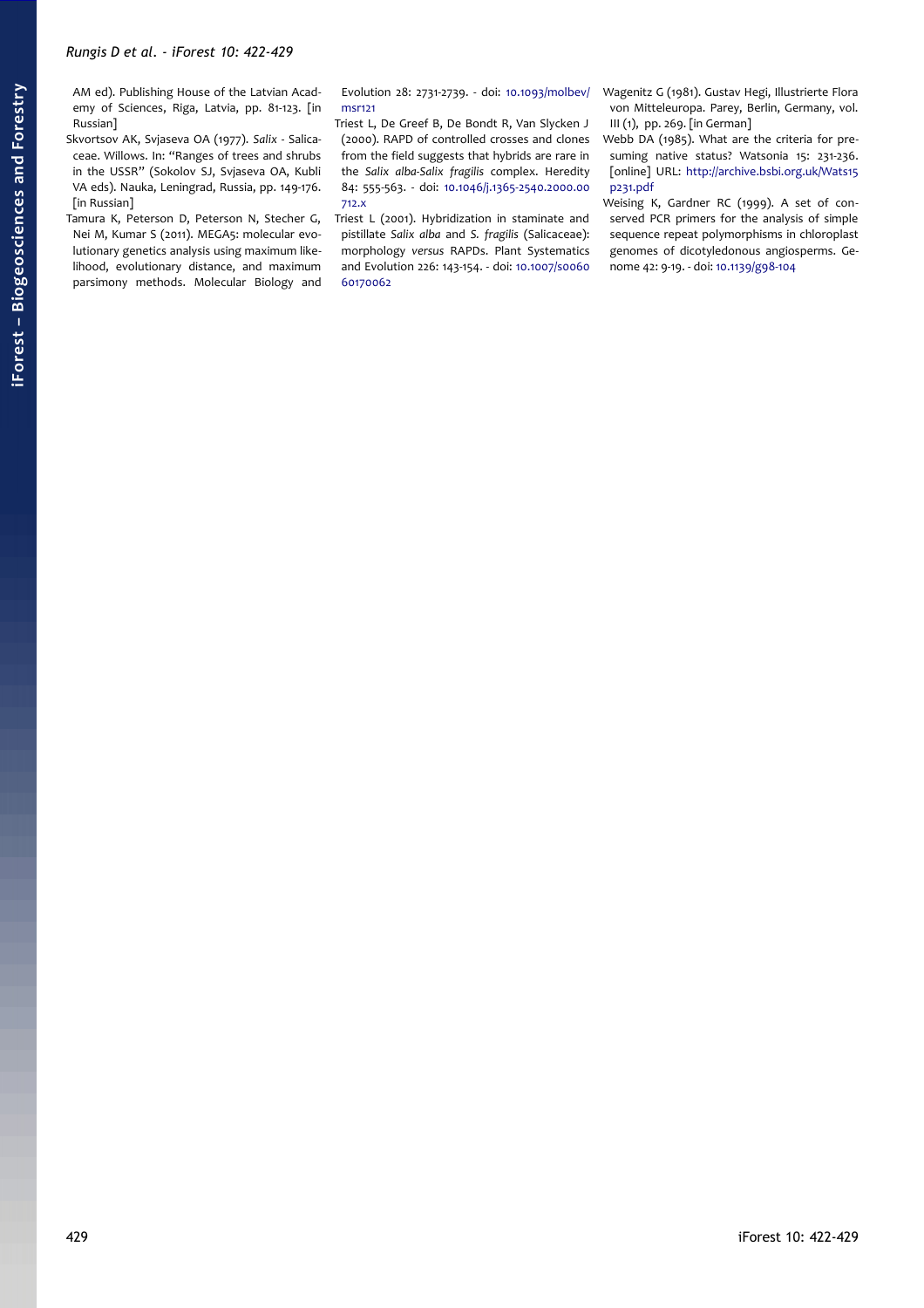AM ed). Publishing House of the Latvian Academy of Sciences, Riga, Latvia, pp. 81-123. [in Russian]

Skvortsov AK, Svjaseva OA (1977). *Salix* - Salicaceae. Willows. In: "Ranges of trees and shrubs in the USSR" (Sokolov SJ, Svjaseva OA, Kubli VA eds). Nauka, Leningrad, Russia, pp. 149-176. [in Russian]

Tamura K, Peterson D, Peterson N, Stecher G, Nei M, Kumar S (2011). MEGA5: molecular evolutionary genetics analysis using maximum likelihood, evolutionary distance, and maximum parsimony methods. Molecular Biology and Evolution 28: 2731-2739. - doi: 10.1093/molbev/msr121

Triest L, De Greef B, De Bondt R, Van Slycken J (2000). RAPD of controlled crosses and clones from the field suggests that hybrids are rare in the *Salix alba*-*Salix fragilis* complex. Heredity 84: 555-563. - doi: 10.1046/j.1365-2540.2000.00712.x

Triest L (2001). Hybridization in staminate and pistillate *Salix alba* and *S. fragilis* (Salicaceae): morphology *versus* RAPDs. Plant Systematics and Evolution 226: 143-154. - doi: 10.1007/s006060170062

Wagenitz G (1981). Gustav Hegi, Illustrierte Flora von Mitteleuropa. Parey, Berlin, Germany, vol. III (1), pp. 269. [in German]

Webb DA (1985). What are the criteria for presuming native status? Watsonia 15: 231-236. [online] URL: http://archive.bsbi.org.uk/Wats15p231.pdf

Weising K, Gardner RC (1999). A set of conserved PCR primers for the analysis of simple sequence repeat polymorphisms in chloroplast genomes of dicotyledonous angiosperms. Genome 42: 9-19. - doi: 10.1139/g98-104